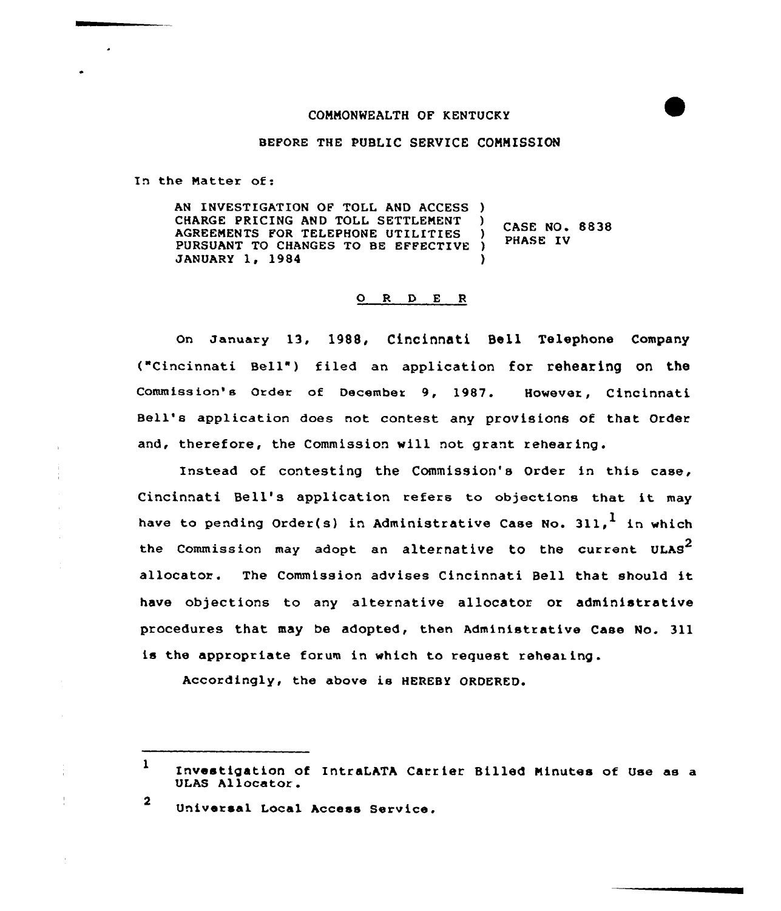COMMONWEALTH OF KENTUCKY

BEFORE THE PUBLIC SERVICE COMMISSION

In the Matter of:

AN INVESTIGATION OF TOLL AND ACCESS CHARGE PRICING AND TOLL SETTLEMENT AGREEMENTS FOR TELEPHONE UTILITIES PURSUANT TO CHANGES TO BE EFFECTIVE JANUARY 1, 1984 ) CASE NO. 8838 PHASE IV

O R D E R

On January 13, 1988, Cincinnati Bell Telephone Company ("Cincinnati Bell") filed an application for rehearing on the Commission's Order of December 9, 1987. However, Cincinnati Bell's application does not contest any provisions of that Order and, therefore, the Commission will not grant rehearing.

Instead of contesting the Commission's Order in this case, Cincinnati Bell's application refers to objections that it may have to pending Order(s) in Administrative Case No. 311,[1] in which the Commission may adopt an alternative to the current ULAS[2] allocator. The Commission advises Cincinnati Bell that should it have objections to any alternative allocator or administrative procedures that may be adopted, then Administrative Case No. 311 is the appropriate forum in which to request rehearing.

Accordingly, the above is HEREBY ORDERED.

---

1 Investigation of IntraLATA Carrier Billed Minutes of Use as a ULAS Allocator.

2 Universal Local Access Service.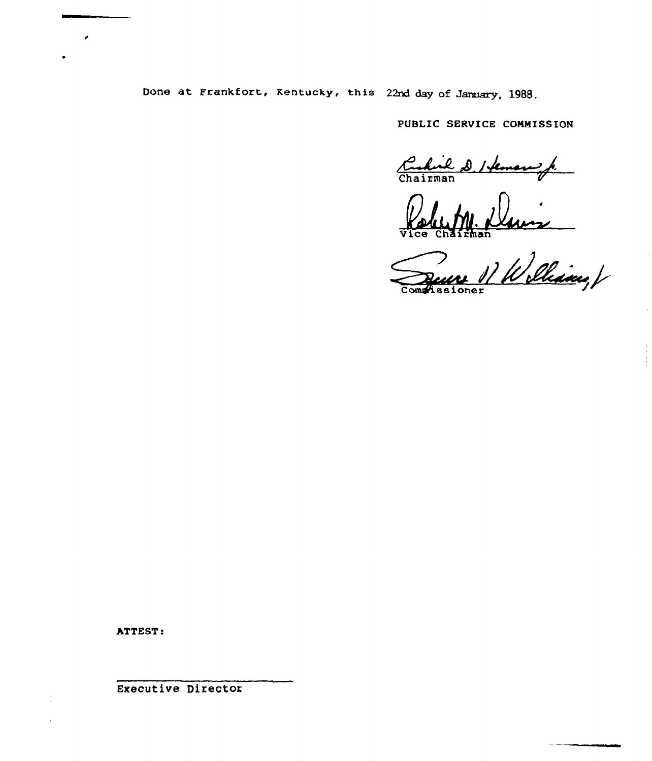Done at Frankfort, Kentucky, this 22nd day of January, 1988.

PUBLIC SERVICE COMMISSION

Chairman

Vice Chairman

Commissioner

ATTEST:

Executive Director